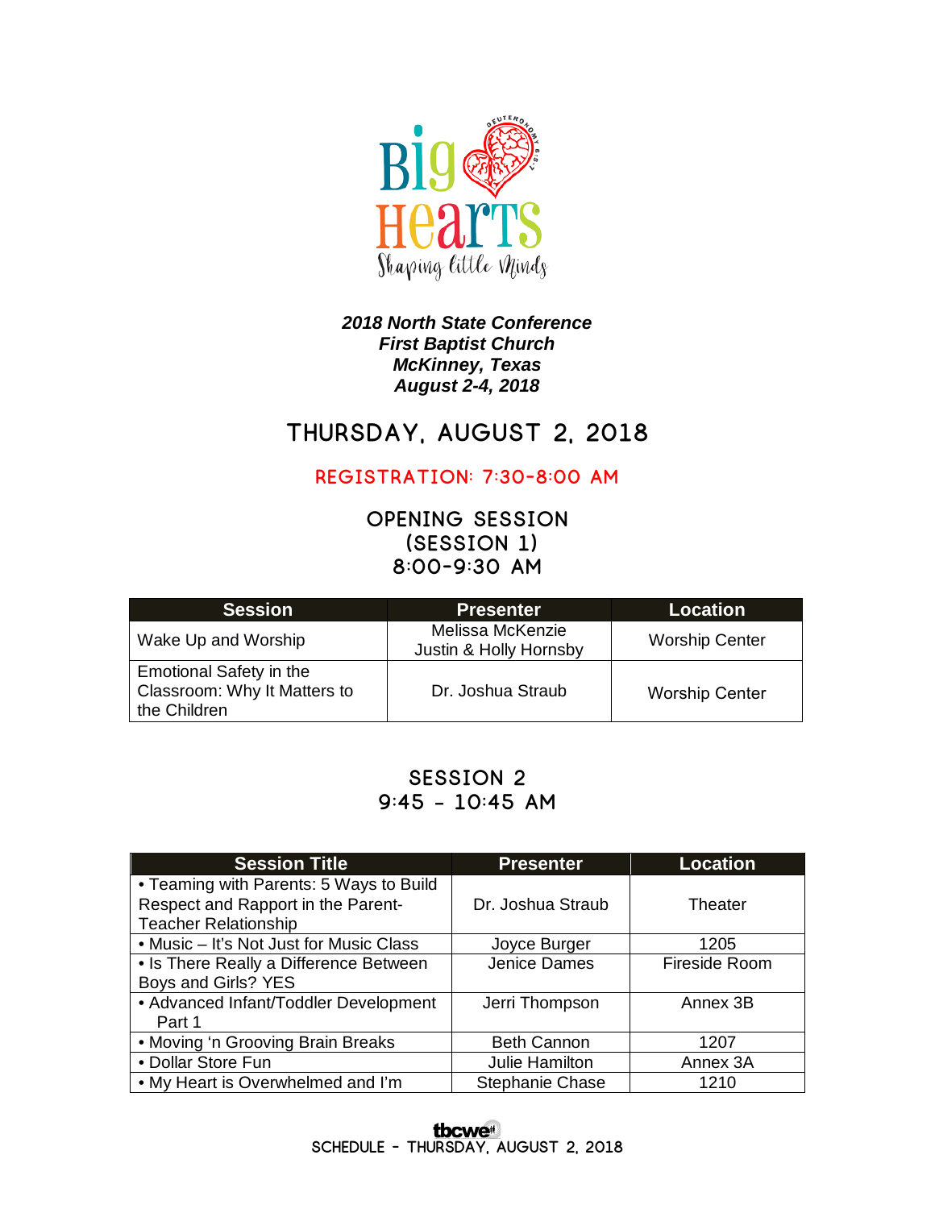Big Hearts

Shaping little Minds

***2018 North State Conference***
***First Baptist Church***
***McKinney, Texas***
***August 2-4, 2018***

# THURSDAY, AUGUST 2, 2018

## REGISTRATION: 7:30-8:00 AM

## OPENING SESSION (SESSION 1) 8:00-9:30 AM

| Session | Presenter | Location |
| --- | --- | --- |
| Wake Up and Worship | Melissa McKenzie<br>Justin & Holly Hornsby | Worship Center |
| Emotional Safety in the Classroom: Why It Matters to the Children | Dr. Joshua Straub | Worship Center |

## SESSION 2 9:45 – 10:45 AM

| Session Title | Presenter | Location |
| --- | --- | --- |
| • Teaming with Parents: 5 Ways to Build Respect and Rapport in the Parent-Teacher Relationship | Dr. Joshua Straub | Theater |
| • Music – It's Not Just for Music Class | Joyce Burger | 1205 |
| • Is There Really a Difference Between Boys and Girls? YES | Jenice Dames | Fireside Room |
| • Advanced Infant/Toddler Development Part 1 | Jerri Thompson | Annex 3B |
| • Moving 'n Grooving Brain Breaks | Beth Cannon | 1207 |
| • Dollar Store Fun | Julie Hamilton | Annex 3A |
| • My Heart is Overwhelmed and I'm | Stephanie Chase | 1210 |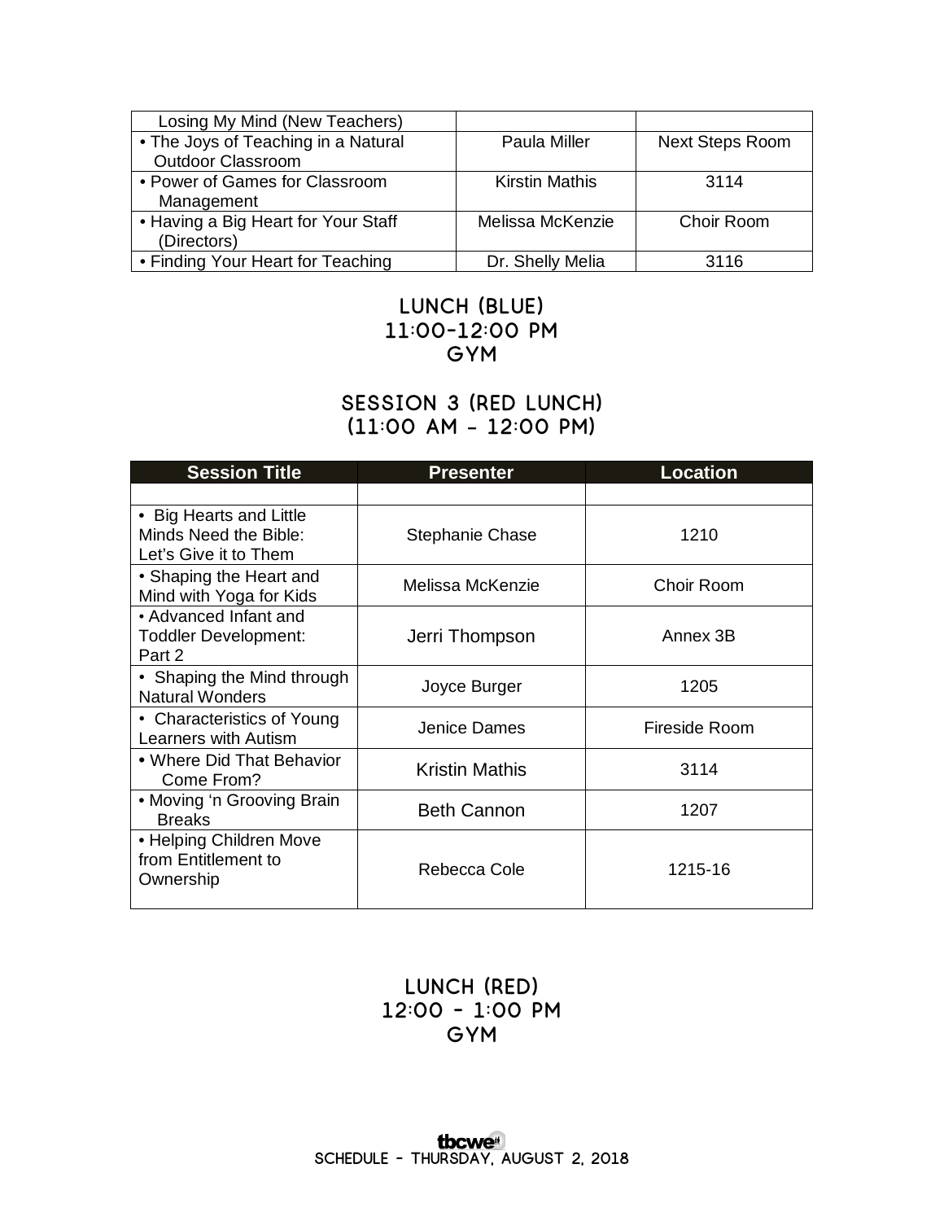| | | |
|---|---|---|
| Losing My Mind (New Teachers) | | |
| • The Joys of Teaching in a Natural Outdoor Classroom | Paula Miller | Next Steps Room |
| • Power of Games for Classroom Management | Kirstin Mathis | 3114 |
| • Having a Big Heart for Your Staff (Directors) | Melissa McKenzie | Choir Room |
| • Finding Your Heart for Teaching | Dr. Shelly Melia | 3116 |

## LUNCH (BLUE)
## 11:00-12:00 PM
## GYM

## SESSION 3 (RED LUNCH)
## (11:00 AM - 12:00 PM)

| Session Title | Presenter | Location |
|---|---|---|
| | | |
| • Big Hearts and Little Minds Need the Bible: Let's Give it to Them | Stephanie Chase | 1210 |
| • Shaping the Heart and Mind with Yoga for Kids | Melissa McKenzie | Choir Room |
| • Advanced Infant and Toddler Development: Part 2 | Jerri Thompson | Annex 3B |
| • Shaping the Mind through Natural Wonders | Joyce Burger | 1205 |
| • Characteristics of Young Learners with Autism | Jenice Dames | Fireside Room |
| • Where Did That Behavior Come From? | Kristin Mathis | 3114 |
| • Moving 'n Grooving Brain Breaks | Beth Cannon | 1207 |
| • Helping Children Move from Entitlement to Ownership | Rebecca Cole | 1215-16 |

## LUNCH (RED)
## 12:00 - 1:00 PM
## GYM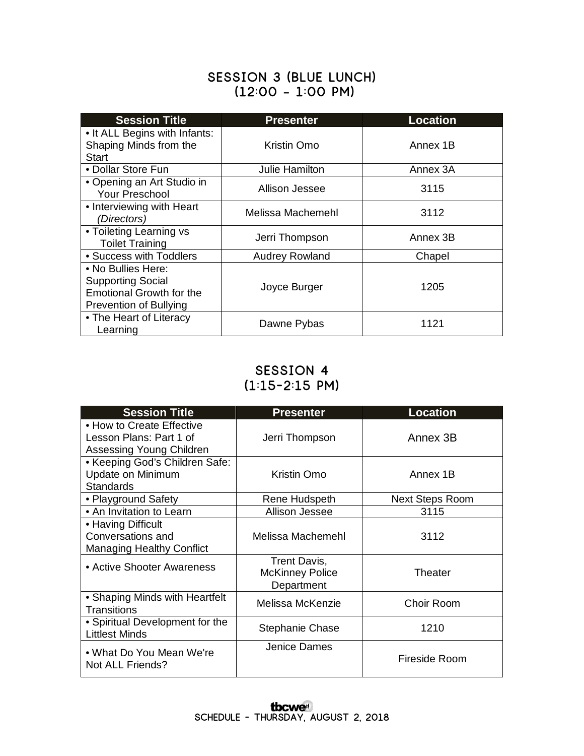## SESSION 3 (BLUE LUNCH)
## (12:00 – 1:00 PM)

| Session Title | Presenter | Location |
|---|---|---|
| • It ALL Begins with Infants: Shaping Minds from the Start | Kristin Omo | Annex 1B |
| • Dollar Store Fun | Julie Hamilton | Annex 3A |
| • Opening an Art Studio in Your Preschool | Allison Jessee | 3115 |
| • Interviewing with Heart *(Directors)* | Melissa Machemehl | 3112 |
| • Toileting Learning vs Toilet Training | Jerri Thompson | Annex 3B |
| • Success with Toddlers | Audrey Rowland | Chapel |
| • No Bullies Here: Supporting Social Emotional Growth for the Prevention of Bullying | Joyce Burger | 1205 |
| • The Heart of Literacy Learning | Dawne Pybas | 1121 |

## SESSION 4
## (1:15-2:15 PM)

| Session Title | Presenter | Location |
|---|---|---|
| • How to Create Effective Lesson Plans: Part 1 of Assessing Young Children | Jerri Thompson | Annex 3B |
| • Keeping God's Children Safe: Update on Minimum Standards | Kristin Omo | Annex 1B |
| • Playground Safety | Rene Hudspeth | Next Steps Room |
| • An Invitation to Learn | Allison Jessee | 3115 |
| • Having Difficult Conversations and Managing Healthy Conflict | Melissa Machemehl | 3112 |
| • Active Shooter Awareness | Trent Davis, McKinney Police Department | Theater |
| • Shaping Minds with Heartfelt Transitions | Melissa McKenzie | Choir Room |
| • Spiritual Development for the Littlest Minds | Stephanie Chase | 1210 |
| • What Do You Mean We're Not ALL Friends? | Jenice Dames | Fireside Room |

SCHEDULE – THURSDAY, AUGUST 2, 2018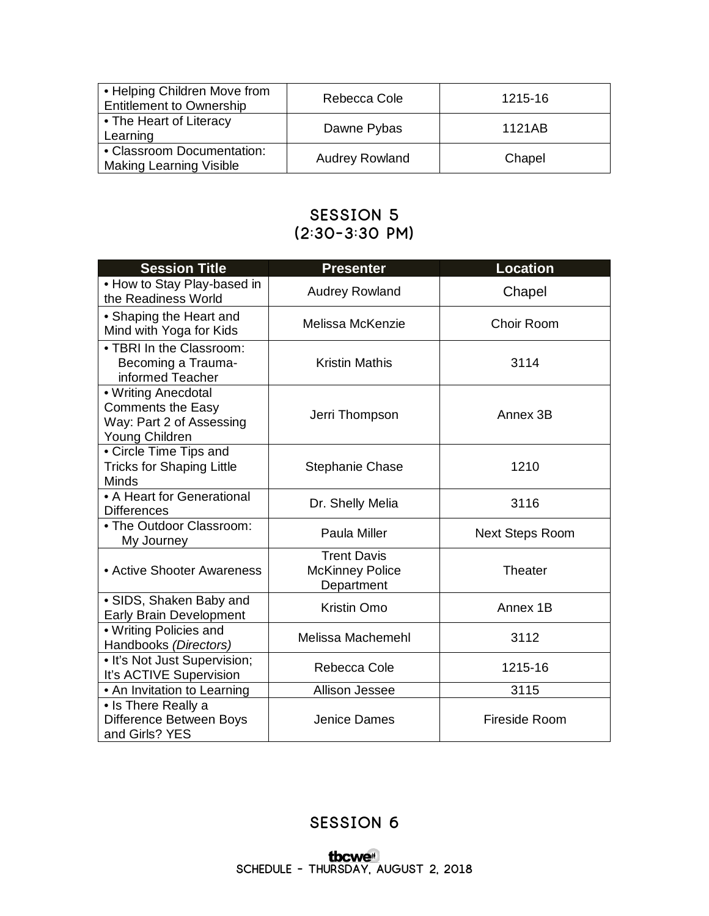| | | |
|---|---|---|
| • Helping Children Move from Entitlement to Ownership | Rebecca Cole | 1215-16 |
| • The Heart of Literacy Learning | Dawne Pybas | 1121AB |
| • Classroom Documentation: Making Learning Visible | Audrey Rowland | Chapel |

## SESSION 5
## (2:30-3:30 PM)

| Session Title | Presenter | Location |
|---|---|---|
| • How to Stay Play-based in the Readiness World | Audrey Rowland | Chapel |
| • Shaping the Heart and Mind with Yoga for Kids | Melissa McKenzie | Choir Room |
| • TBRI In the Classroom: Becoming a Trauma-informed Teacher | Kristin Mathis | 3114 |
| • Writing Anecdotal Comments the Easy Way: Part 2 of Assessing Young Children | Jerri Thompson | Annex 3B |
| • Circle Time Tips and Tricks for Shaping Little Minds | Stephanie Chase | 1210 |
| • A Heart for Generational Differences | Dr. Shelly Melia | 3116 |
| • The Outdoor Classroom: My Journey | Paula Miller | Next Steps Room |
| • Active Shooter Awareness | Trent Davis McKinney Police Department | Theater |
| • SIDS, Shaken Baby and Early Brain Development | Kristin Omo | Annex 1B |
| • Writing Policies and Handbooks *(Directors)* | Melissa Machemehl | 3112 |
| • It's Not Just Supervision; It's ACTIVE Supervision | Rebecca Cole | 1215-16 |
| • An Invitation to Learning | Allison Jessee | 3115 |
| • Is There Really a Difference Between Boys and Girls? YES | Jenice Dames | Fireside Room |

## SESSION 6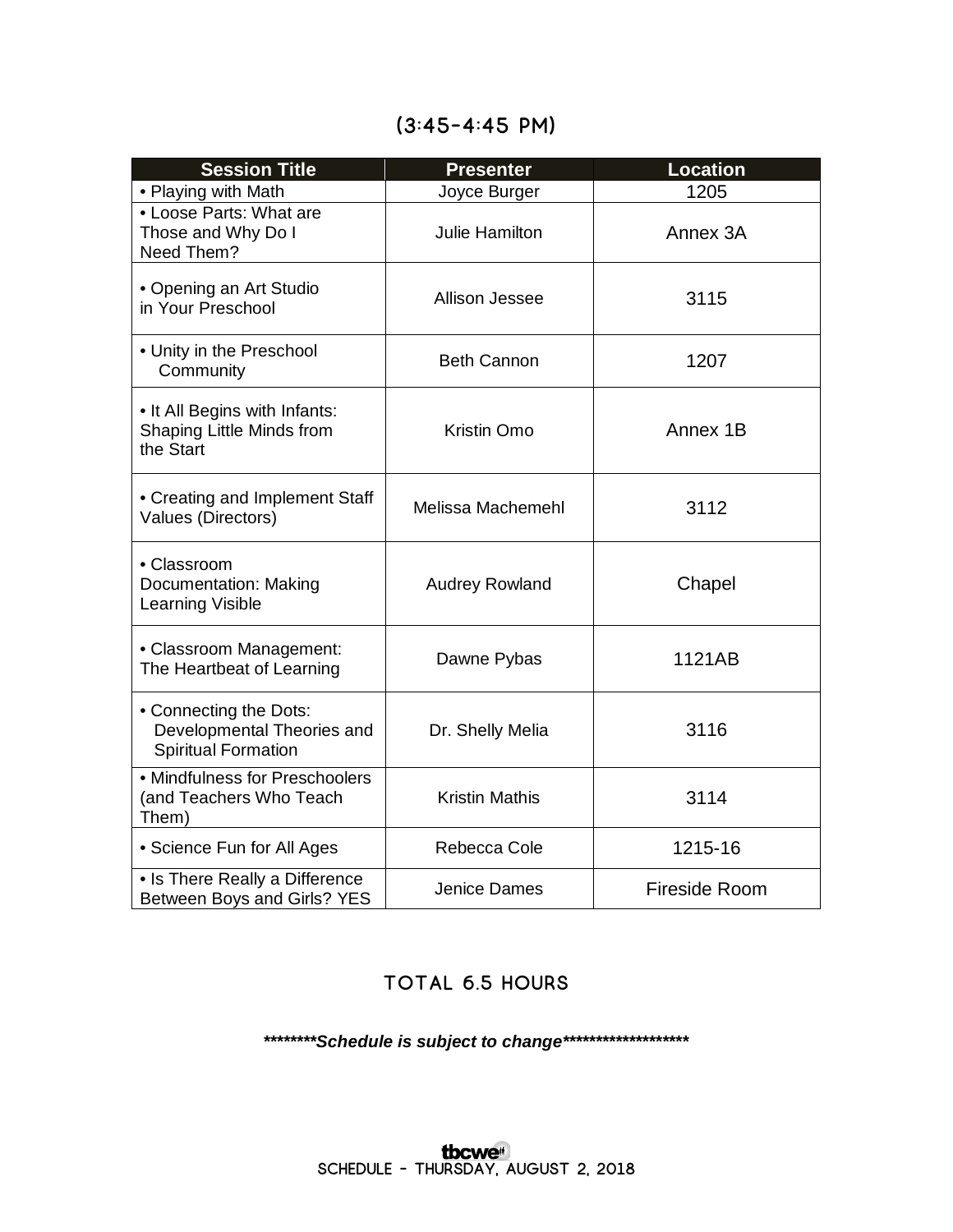## (3:45-4:45 PM)

| Session Title | Presenter | Location |
|---|---|---|
| • Playing with Math | Joyce Burger | 1205 |
| • Loose Parts: What are Those and Why Do I Need Them? | Julie Hamilton | Annex 3A |
| • Opening an Art Studio in Your Preschool | Allison Jessee | 3115 |
| • Unity in the Preschool Community | Beth Cannon | 1207 |
| • It All Begins with Infants: Shaping Little Minds from the Start | Kristin Omo | Annex 1B |
| • Creating and Implement Staff Values (Directors) | Melissa Machemehl | 3112 |
| • Classroom Documentation: Making Learning Visible | Audrey Rowland | Chapel |
| • Classroom Management: The Heartbeat of Learning | Dawne Pybas | 1121AB |
| • Connecting the Dots: Developmental Theories and Spiritual Formation | Dr. Shelly Melia | 3116 |
| • Mindfulness for Preschoolers (and Teachers Who Teach Them) | Kristin Mathis | 3114 |
| • Science Fun for All Ages | Rebecca Cole | 1215-16 |
| • Is There Really a Difference Between Boys and Girls? YES | Jenice Dames | Fireside Room |

## TOTAL 6.5 HOURS

***********Schedule is subject to change*********************

tbcwe

SCHEDULE - THURSDAY, AUGUST 2, 2018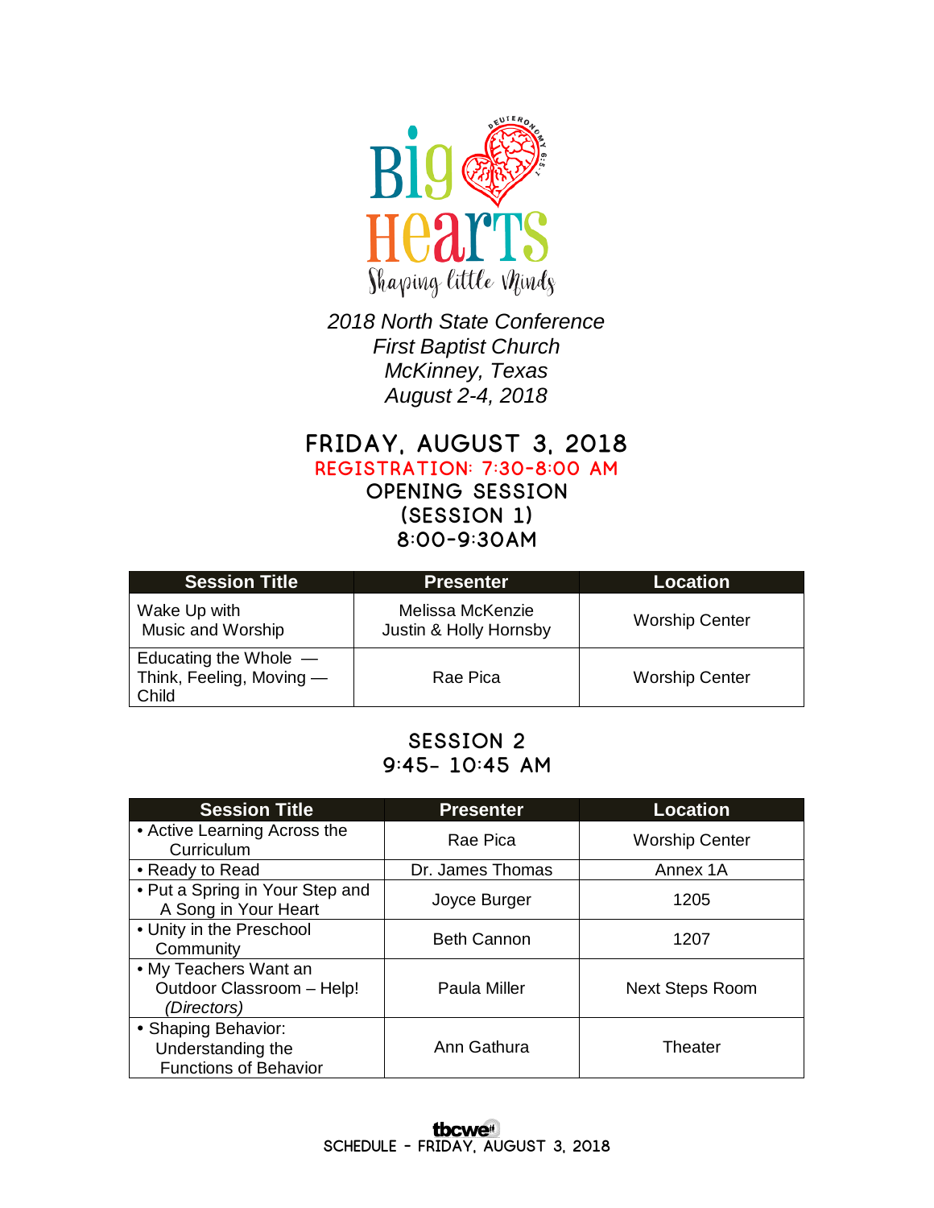# Big Hearts

Shaping little Minds

*2018 North State Conference*
*First Baptist Church*
*McKinney, Texas*
*August 2-4, 2018*

## FRIDAY, AUGUST 3, 2018

**REGISTRATION: 7:30-8:00 AM**

### OPENING SESSION
### (SESSION 1)
### 8:00-9:30AM

| Session Title | Presenter | Location |
| --- | --- | --- |
| Wake Up with Music and Worship | Melissa McKenzie<br>Justin & Holly Hornsby | Worship Center |
| Educating the Whole — Think, Feeling, Moving — Child | Rae Pica | Worship Center |

### SESSION 2
### 9:45- 10:45 AM

| Session Title | Presenter | Location |
| --- | --- | --- |
| • Active Learning Across the Curriculum | Rae Pica | Worship Center |
| • Ready to Read | Dr. James Thomas | Annex 1A |
| • Put a Spring in Your Step and A Song in Your Heart | Joyce Burger | 1205 |
| • Unity in the Preschool Community | Beth Cannon | 1207 |
| • My Teachers Want an Outdoor Classroom – Help! *(Directors)* | Paula Miller | Next Steps Room |
| • Shaping Behavior: Understanding the Functions of Behavior | Ann Gathura | Theater |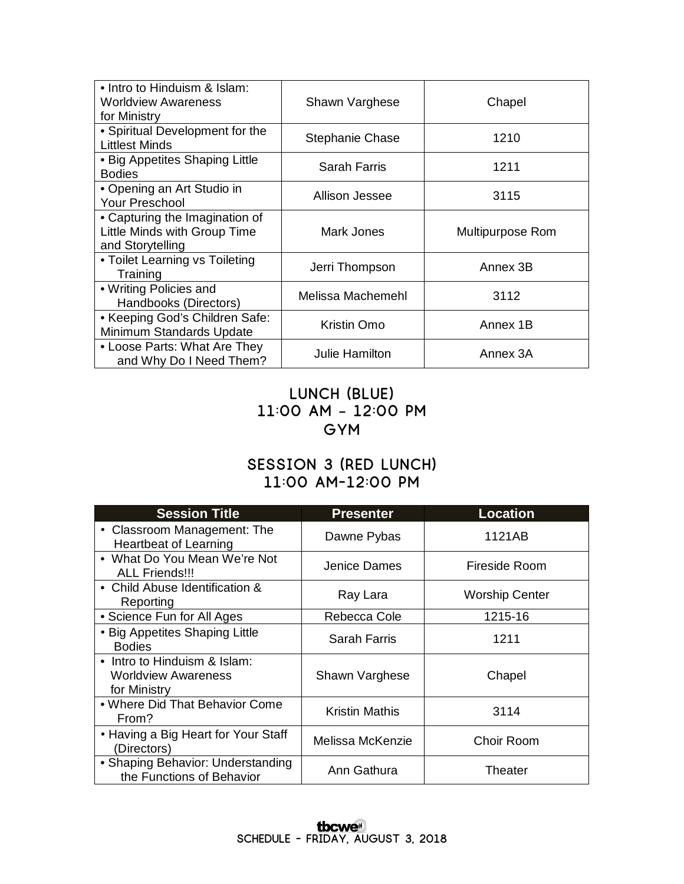| | | |
|---|---|---|
| • Intro to Hinduism & Islam: Worldview Awareness for Ministry | Shawn Varghese | Chapel |
| • Spiritual Development for the Littlest Minds | Stephanie Chase | 1210 |
| • Big Appetites Shaping Little Bodies | Sarah Farris | 1211 |
| • Opening an Art Studio in Your Preschool | Allison Jessee | 3115 |
| • Capturing the Imagination of Little Minds with Group Time and Storytelling | Mark Jones | Multipurpose Rom |
| • Toilet Learning vs Toileting Training | Jerri Thompson | Annex 3B |
| • Writing Policies and Handbooks (Directors) | Melissa Machemehl | 3112 |
| • Keeping God's Children Safe: Minimum Standards Update | Kristin Omo | Annex 1B |
| • Loose Parts: What Are They and Why Do I Need Them? | Julie Hamilton | Annex 3A |

## LUNCH (BLUE)
## 11:00 AM – 12:00 PM
## GYM

## SESSION 3 (RED LUNCH)
## 11:00 AM-12:00 PM

| Session Title | Presenter | Location |
|---|---|---|
| • Classroom Management: The Heartbeat of Learning | Dawne Pybas | 1121AB |
| • What Do You Mean We're Not ALL Friends!!! | Jenice Dames | Fireside Room |
| • Child Abuse Identification & Reporting | Ray Lara | Worship Center |
| • Science Fun for All Ages | Rebecca Cole | 1215-16 |
| • Big Appetites Shaping Little Bodies | Sarah Farris | 1211 |
| • Intro to Hinduism & Islam: Worldview Awareness for Ministry | Shawn Varghese | Chapel |
| • Where Did That Behavior Come From? | Kristin Mathis | 3114 |
| • Having a Big Heart for Your Staff (Directors) | Melissa McKenzie | Choir Room |
| • Shaping Behavior: Understanding the Functions of Behavior | Ann Gathura | Theater |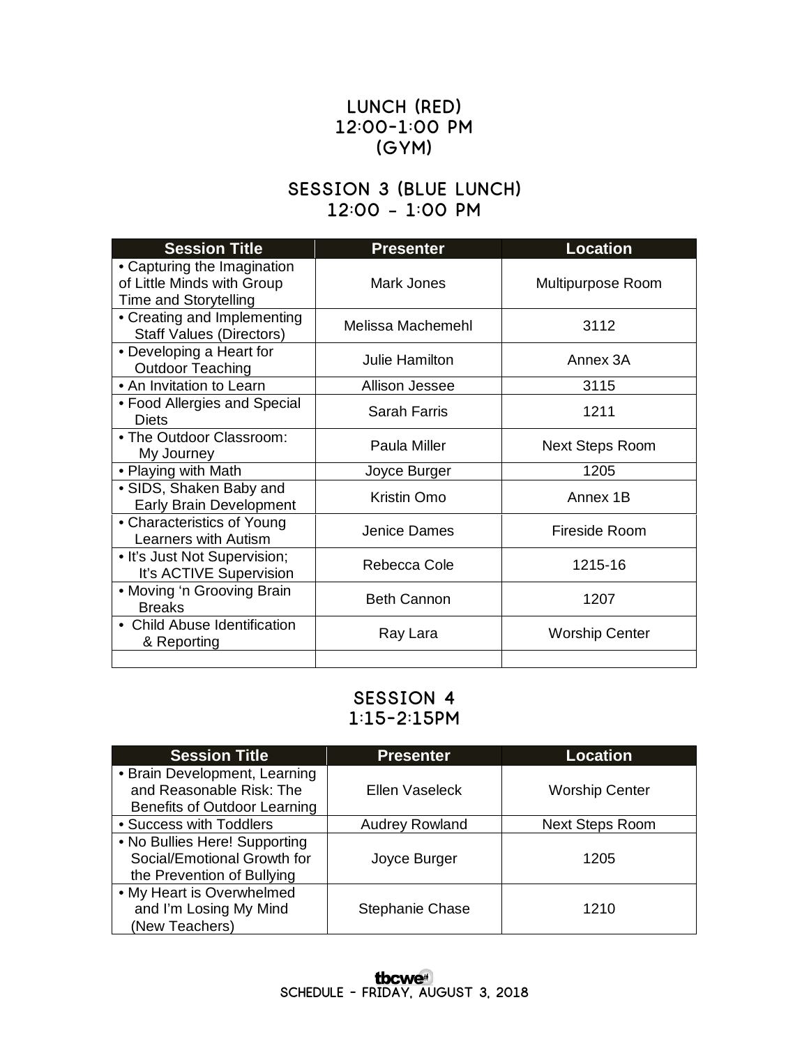## LUNCH (RED)
## 12:00-1:00 PM
## (GYM)

## SESSION 3 (BLUE LUNCH)
## 12:00 - 1:00 PM

| Session Title | Presenter | Location |
| --- | --- | --- |
| • Capturing the Imagination of Little Minds with Group Time and Storytelling | Mark Jones | Multipurpose Room |
| • Creating and Implementing Staff Values (Directors) | Melissa Machemehl | 3112 |
| • Developing a Heart for Outdoor Teaching | Julie Hamilton | Annex 3A |
| • An Invitation to Learn | Allison Jessee | 3115 |
| • Food Allergies and Special Diets | Sarah Farris | 1211 |
| • The Outdoor Classroom: My Journey | Paula Miller | Next Steps Room |
| • Playing with Math | Joyce Burger | 1205 |
| • SIDS, Shaken Baby and Early Brain Development | Kristin Omo | Annex 1B |
| • Characteristics of Young Learners with Autism | Jenice Dames | Fireside Room |
| • It's Just Not Supervision; It's ACTIVE Supervision | Rebecca Cole | 1215-16 |
| • Moving 'n Grooving Brain Breaks | Beth Cannon | 1207 |
| • Child Abuse Identification & Reporting | Ray Lara | Worship Center |
| | | |

## SESSION 4
## 1:15-2:15PM

| Session Title | Presenter | Location |
| --- | --- | --- |
| • Brain Development, Learning and Reasonable Risk: The Benefits of Outdoor Learning | Ellen Vaseleck | Worship Center |
| • Success with Toddlers | Audrey Rowland | Next Steps Room |
| • No Bullies Here! Supporting Social/Emotional Growth for the Prevention of Bullying | Joyce Burger | 1205 |
| • My Heart is Overwhelmed and I'm Losing My Mind (New Teachers) | Stephanie Chase | 1210 |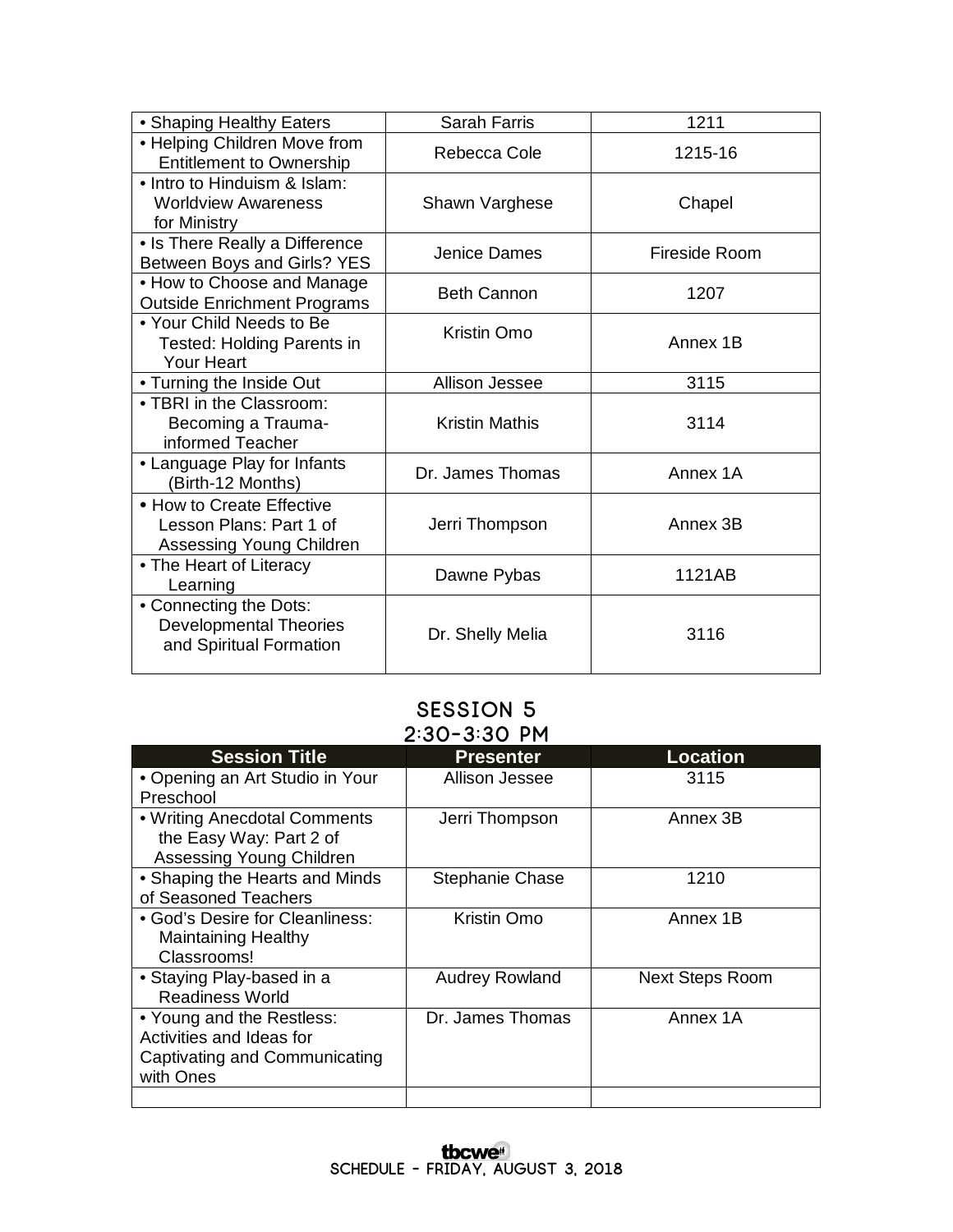| | | |
|---|---|---|
| • Shaping Healthy Eaters | Sarah Farris | 1211 |
| • Helping Children Move from Entitlement to Ownership | Rebecca Cole | 1215-16 |
| • Intro to Hinduism & Islam: Worldview Awareness for Ministry | Shawn Varghese | Chapel |
| • Is There Really a Difference Between Boys and Girls? YES | Jenice Dames | Fireside Room |
| • How to Choose and Manage Outside Enrichment Programs | Beth Cannon | 1207 |
| • Your Child Needs to Be Tested: Holding Parents in Your Heart | Kristin Omo | Annex 1B |
| • Turning the Inside Out | Allison Jessee | 3115 |
| • TBRI in the Classroom: Becoming a Trauma-informed Teacher | Kristin Mathis | 3114 |
| • Language Play for Infants (Birth-12 Months) | Dr. James Thomas | Annex 1A |
| • How to Create Effective Lesson Plans: Part 1 of Assessing Young Children | Jerri Thompson | Annex 3B |
| • The Heart of Literacy Learning | Dawne Pybas | 1121AB |
| • Connecting the Dots: Developmental Theories and Spiritual Formation | Dr. Shelly Melia | 3116 |

## SESSION 5
## 2:30-3:30 PM

| Session Title | Presenter | Location |
|---|---|---|
| • Opening an Art Studio in Your Preschool | Allison Jessee | 3115 |
| • Writing Anecdotal Comments the Easy Way: Part 2 of Assessing Young Children | Jerri Thompson | Annex 3B |
| • Shaping the Hearts and Minds of Seasoned Teachers | Stephanie Chase | 1210 |
| • God's Desire for Cleanliness: Maintaining Healthy Classrooms! | Kristin Omo | Annex 1B |
| • Staying Play-based in a Readiness World | Audrey Rowland | Next Steps Room |
| • Young and the Restless: Activities and Ideas for Captivating and Communicating with Ones | Dr. James Thomas | Annex 1A |
| | | |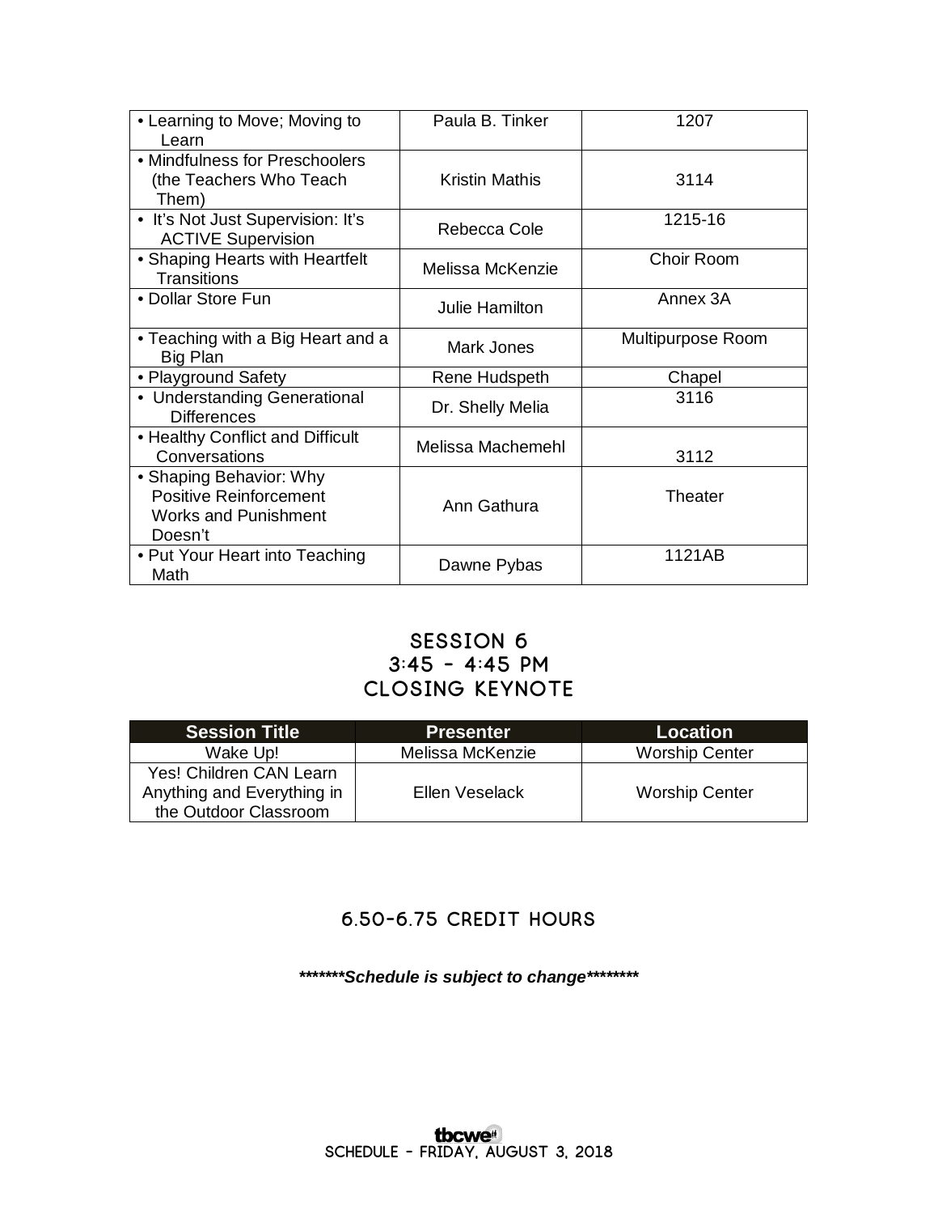| | | |
|---|---|---|
| • Learning to Move; Moving to Learn | Paula B. Tinker | 1207 |
| • Mindfulness for Preschoolers (the Teachers Who Teach Them) | Kristin Mathis | 3114 |
| • It's Not Just Supervision: It's ACTIVE Supervision | Rebecca Cole | 1215-16 |
| • Shaping Hearts with Heartfelt Transitions | Melissa McKenzie | Choir Room |
| • Dollar Store Fun | Julie Hamilton | Annex 3A |
| • Teaching with a Big Heart and a Big Plan | Mark Jones | Multipurpose Room |
| • Playground Safety | Rene Hudspeth | Chapel |
| • Understanding Generational Differences | Dr. Shelly Melia | 3116 |
| • Healthy Conflict and Difficult Conversations | Melissa Machemehl | 3112 |
| • Shaping Behavior: Why Positive Reinforcement Works and Punishment Doesn't | Ann Gathura | Theater |
| • Put Your Heart into Teaching Math | Dawne Pybas | 1121AB |

## SESSION 6
## 3:45 – 4:45 PM
## CLOSING KEYNOTE

| Session Title | Presenter | Location |
|---|---|---|
| Wake Up! | Melissa McKenzie | Worship Center |
| Yes! Children CAN Learn Anything and Everything in the Outdoor Classroom | Ellen Veselack | Worship Center |

## 6.50-6.75 CREDIT HOURS

***\*******Schedule is subject to change\*********

tbcwe
SCHEDULE – FRIDAY, AUGUST 3, 2018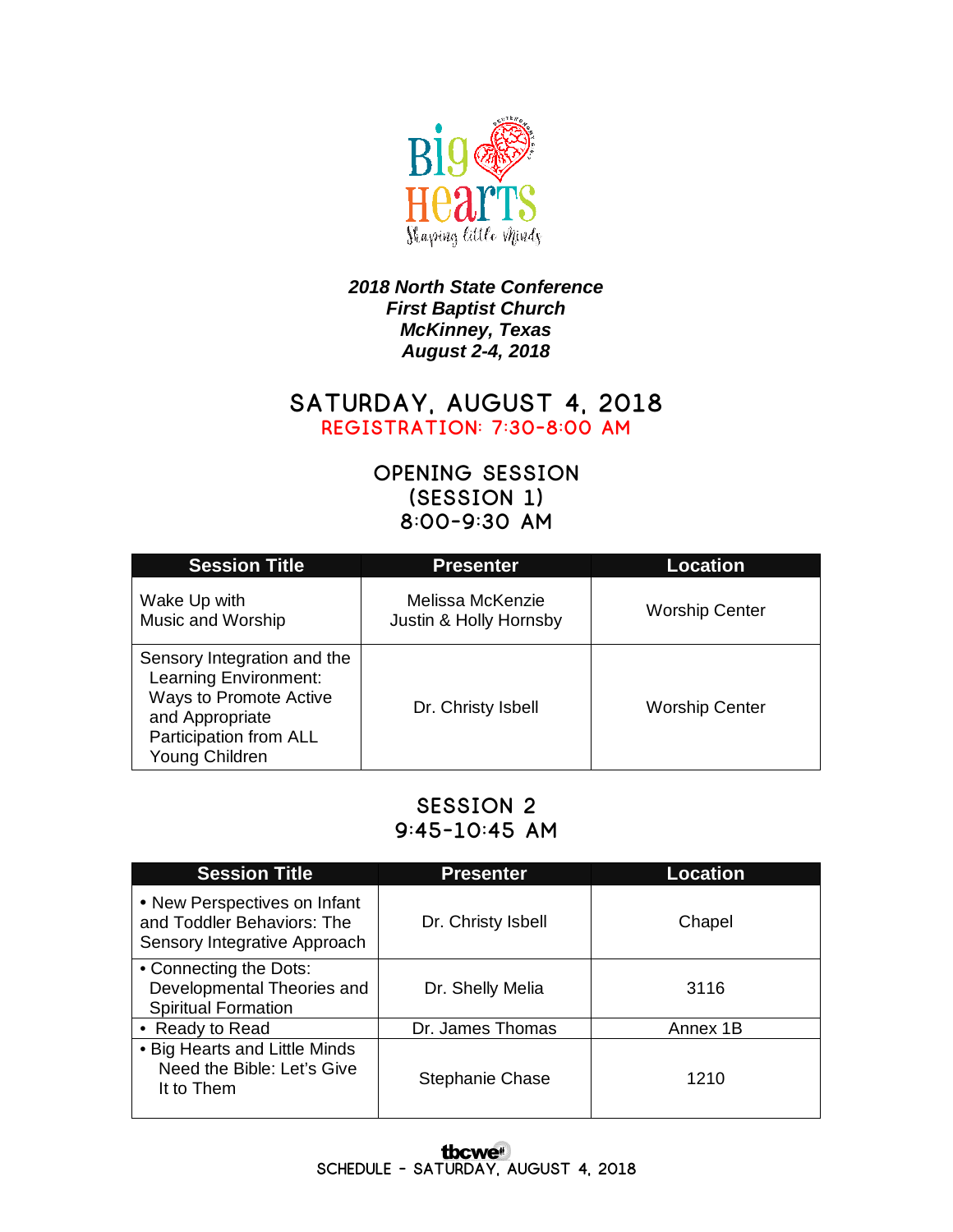Big Hearts

Shaping Little Minds

***2018 North State Conference***
***First Baptist Church***
***McKinney, Texas***
***August 2-4, 2018***

# SATURDAY, AUGUST 4, 2018

REGISTRATION: 7:30-8:00 AM

## OPENING SESSION (SESSION 1) 8:00-9:30 AM

| Session Title | Presenter | Location |
|---|---|---|
| Wake Up with Music and Worship | Melissa McKenzie Justin & Holly Hornsby | Worship Center |
| Sensory Integration and the Learning Environment: Ways to Promote Active and Appropriate Participation from ALL Young Children | Dr. Christy Isbell | Worship Center |

## SESSION 2 9:45-10:45 AM

| Session Title | Presenter | Location |
|---|---|---|
| • New Perspectives on Infant and Toddler Behaviors: The Sensory Integrative Approach | Dr. Christy Isbell | Chapel |
| • Connecting the Dots: Developmental Theories and Spiritual Formation | Dr. Shelly Melia | 3116 |
| • Ready to Read | Dr. James Thomas | Annex 1B |
| • Big Hearts and Little Minds Need the Bible: Let's Give It to Them | Stephanie Chase | 1210 |

tbcwe

SCHEDULE - SATURDAY, AUGUST 4, 2018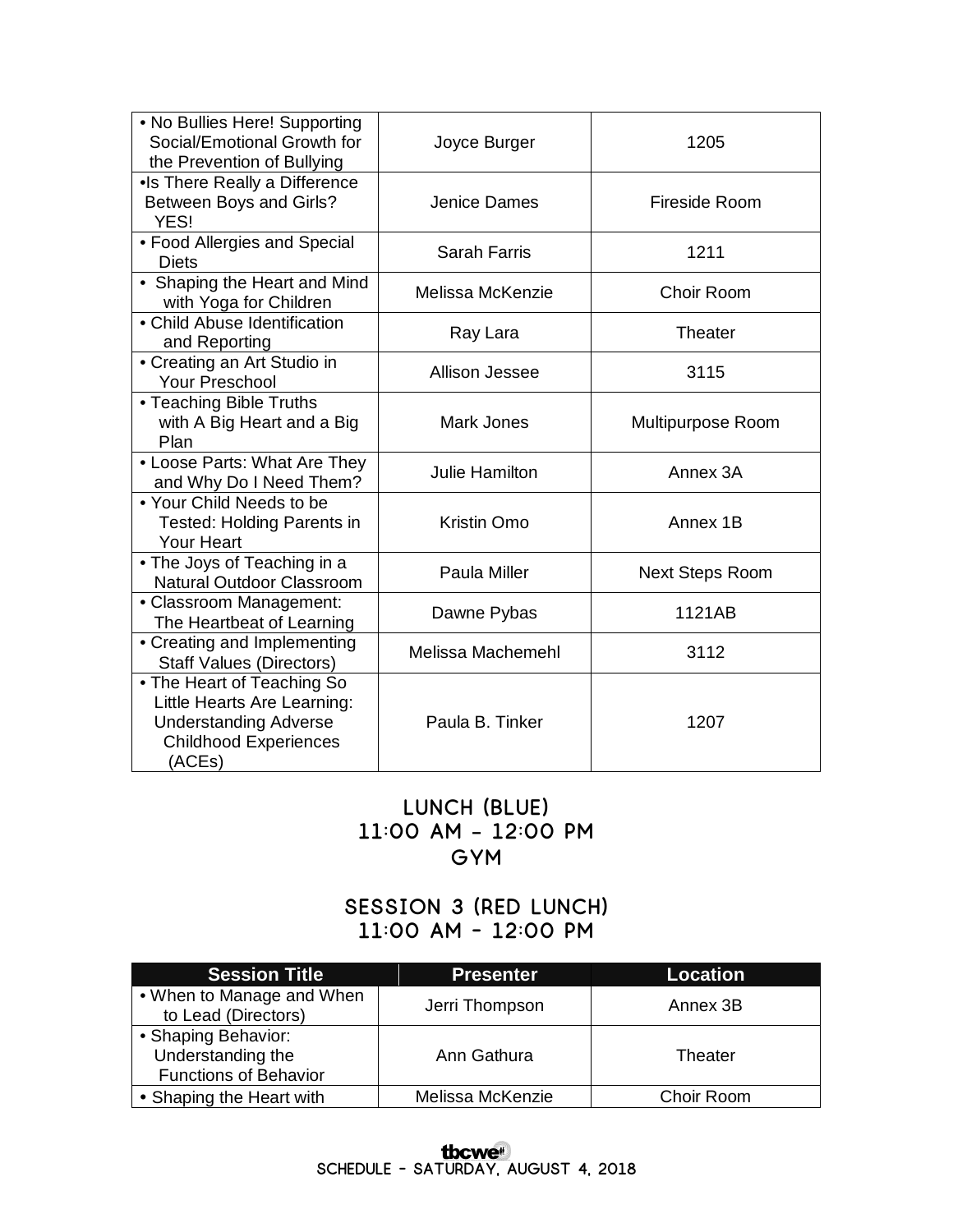| | | |
|---|---|---|
| • No Bullies Here! Supporting Social/Emotional Growth for the Prevention of Bullying | Joyce Burger | 1205 |
| •Is There Really a Difference Between Boys and Girls? YES! | Jenice Dames | Fireside Room |
| • Food Allergies and Special Diets | Sarah Farris | 1211 |
| • Shaping the Heart and Mind with Yoga for Children | Melissa McKenzie | Choir Room |
| • Child Abuse Identification and Reporting | Ray Lara | Theater |
| • Creating an Art Studio in Your Preschool | Allison Jessee | 3115 |
| • Teaching Bible Truths with A Big Heart and a Big Plan | Mark Jones | Multipurpose Room |
| • Loose Parts: What Are They and Why Do I Need Them? | Julie Hamilton | Annex 3A |
| • Your Child Needs to be Tested: Holding Parents in Your Heart | Kristin Omo | Annex 1B |
| • The Joys of Teaching in a Natural Outdoor Classroom | Paula Miller | Next Steps Room |
| • Classroom Management: The Heartbeat of Learning | Dawne Pybas | 1121AB |
| • Creating and Implementing Staff Values (Directors) | Melissa Machemehl | 3112 |
| • The Heart of Teaching So Little Hearts Are Learning: Understanding Adverse Childhood Experiences (ACEs) | Paula B. Tinker | 1207 |

## LUNCH (BLUE)
## 11:00 AM – 12:00 PM
## GYM

## SESSION 3 (RED LUNCH)
## 11:00 AM – 12:00 PM

| Session Title | Presenter | Location |
|---|---|---|
| • When to Manage and When to Lead (Directors) | Jerri Thompson | Annex 3B |
| • Shaping Behavior: Understanding the Functions of Behavior | Ann Gathura | Theater |
| • Shaping the Heart with | Melissa McKenzie | Choir Room |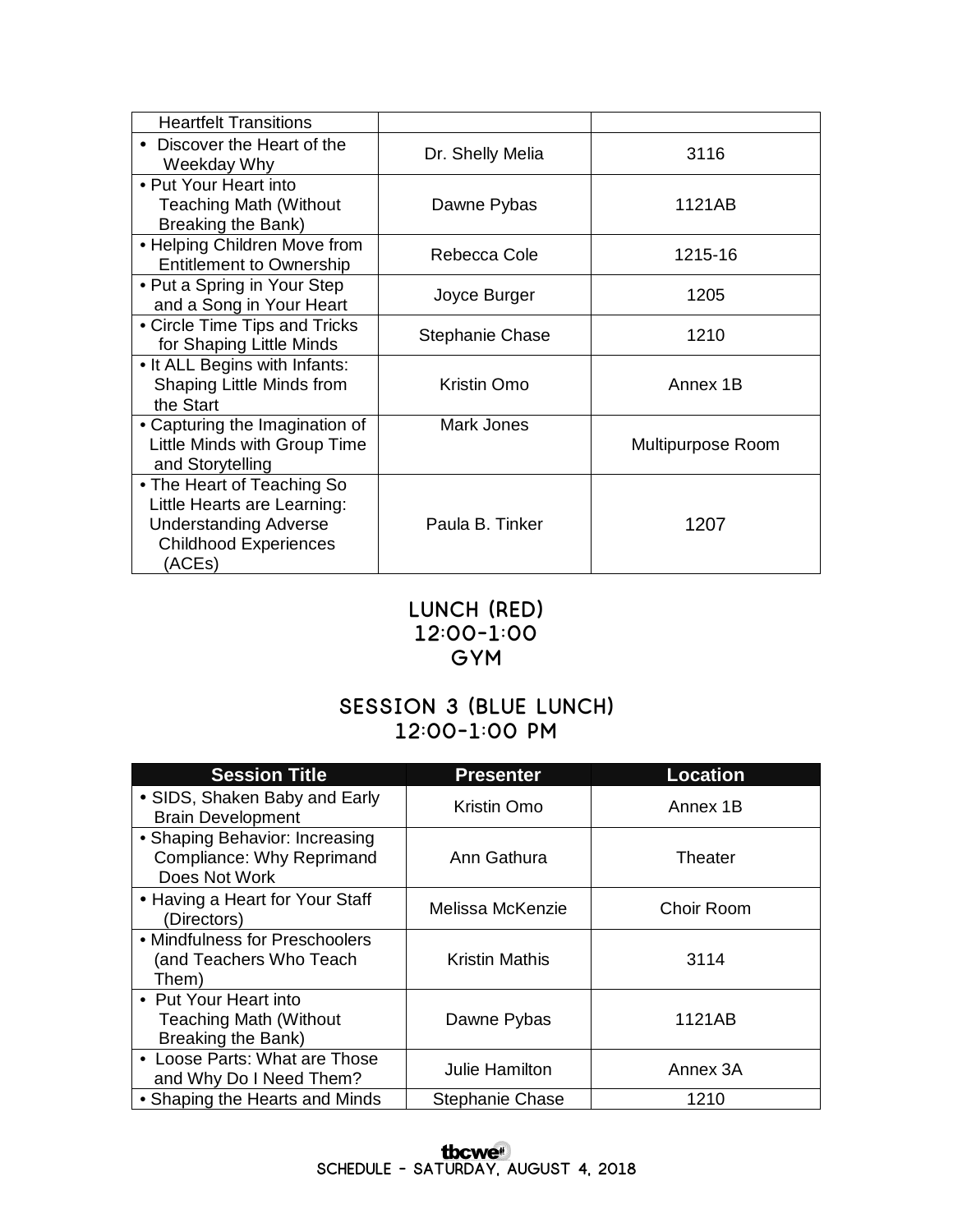| | | |
|---|---|---|
| Heartfelt Transitions | | |
| • Discover the Heart of the Weekday Why | Dr. Shelly Melia | 3116 |
| • Put Your Heart into Teaching Math (Without Breaking the Bank) | Dawne Pybas | 1121AB |
| • Helping Children Move from Entitlement to Ownership | Rebecca Cole | 1215-16 |
| • Put a Spring in Your Step and a Song in Your Heart | Joyce Burger | 1205 |
| • Circle Time Tips and Tricks for Shaping Little Minds | Stephanie Chase | 1210 |
| • It ALL Begins with Infants: Shaping Little Minds from the Start | Kristin Omo | Annex 1B |
| • Capturing the Imagination of Little Minds with Group Time and Storytelling | Mark Jones | Multipurpose Room |
| • The Heart of Teaching So Little Hearts are Learning: Understanding Adverse Childhood Experiences (ACEs) | Paula B. Tinker | 1207 |

## LUNCH (RED)
## 12:00-1:00
## GYM

## SESSION 3 (BLUE LUNCH)
## 12:00-1:00 PM

| Session Title | Presenter | Location |
|---|---|---|
| • SIDS, Shaken Baby and Early Brain Development | Kristin Omo | Annex 1B |
| • Shaping Behavior: Increasing Compliance: Why Reprimand Does Not Work | Ann Gathura | Theater |
| • Having a Heart for Your Staff (Directors) | Melissa McKenzie | Choir Room |
| • Mindfulness for Preschoolers (and Teachers Who Teach Them) | Kristin Mathis | 3114 |
| • Put Your Heart into Teaching Math (Without Breaking the Bank) | Dawne Pybas | 1121AB |
| • Loose Parts: What are Those and Why Do I Need Them? | Julie Hamilton | Annex 3A |
| • Shaping the Hearts and Minds | Stephanie Chase | 1210 |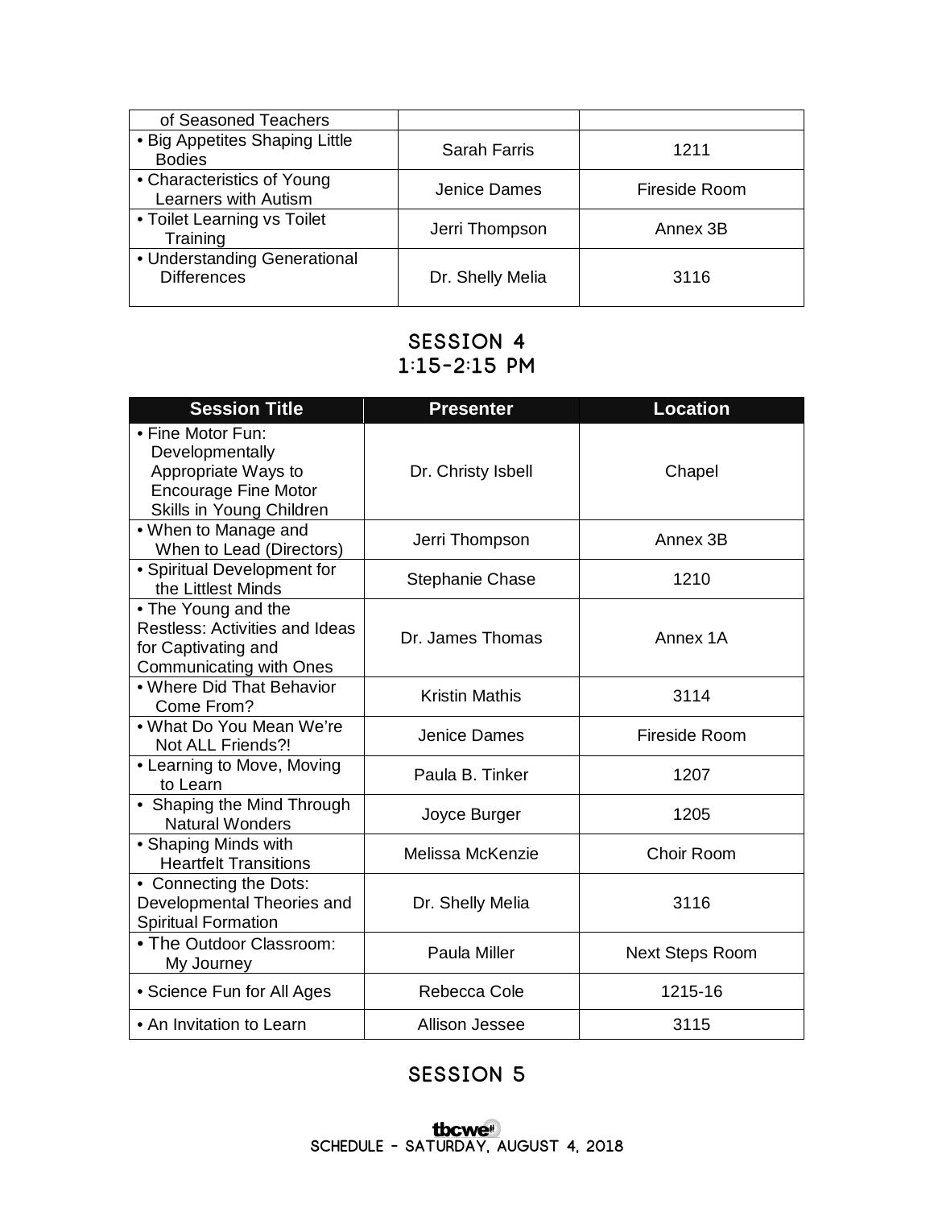| | | |
|---|---|---|
| of Seasoned Teachers | | |
| • Big Appetites Shaping Little Bodies | Sarah Farris | 1211 |
| • Characteristics of Young Learners with Autism | Jenice Dames | Fireside Room |
| • Toilet Learning vs Toilet Training | Jerri Thompson | Annex 3B |
| • Understanding Generational Differences | Dr. Shelly Melia | 3116 |

## SESSION 4
## 1:15-2:15 PM

| Session Title | Presenter | Location |
|---|---|---|
| • Fine Motor Fun: Developmentally Appropriate Ways to Encourage Fine Motor Skills in Young Children | Dr. Christy Isbell | Chapel |
| • When to Manage and When to Lead (Directors) | Jerri Thompson | Annex 3B |
| • Spiritual Development for the Littlest Minds | Stephanie Chase | 1210 |
| • The Young and the Restless: Activities and Ideas for Captivating and Communicating with Ones | Dr. James Thomas | Annex 1A |
| • Where Did That Behavior Come From? | Kristin Mathis | 3114 |
| • What Do You Mean We're Not ALL Friends?! | Jenice Dames | Fireside Room |
| • Learning to Move, Moving to Learn | Paula B. Tinker | 1207 |
| • Shaping the Mind Through Natural Wonders | Joyce Burger | 1205 |
| • Shaping Minds with Heartfelt Transitions | Melissa McKenzie | Choir Room |
| • Connecting the Dots: Developmental Theories and Spiritual Formation | Dr. Shelly Melia | 3116 |
| • The Outdoor Classroom: My Journey | Paula Miller | Next Steps Room |
| • Science Fun for All Ages | Rebecca Cole | 1215-16 |
| • An Invitation to Learn | Allison Jessee | 3115 |

## SESSION 5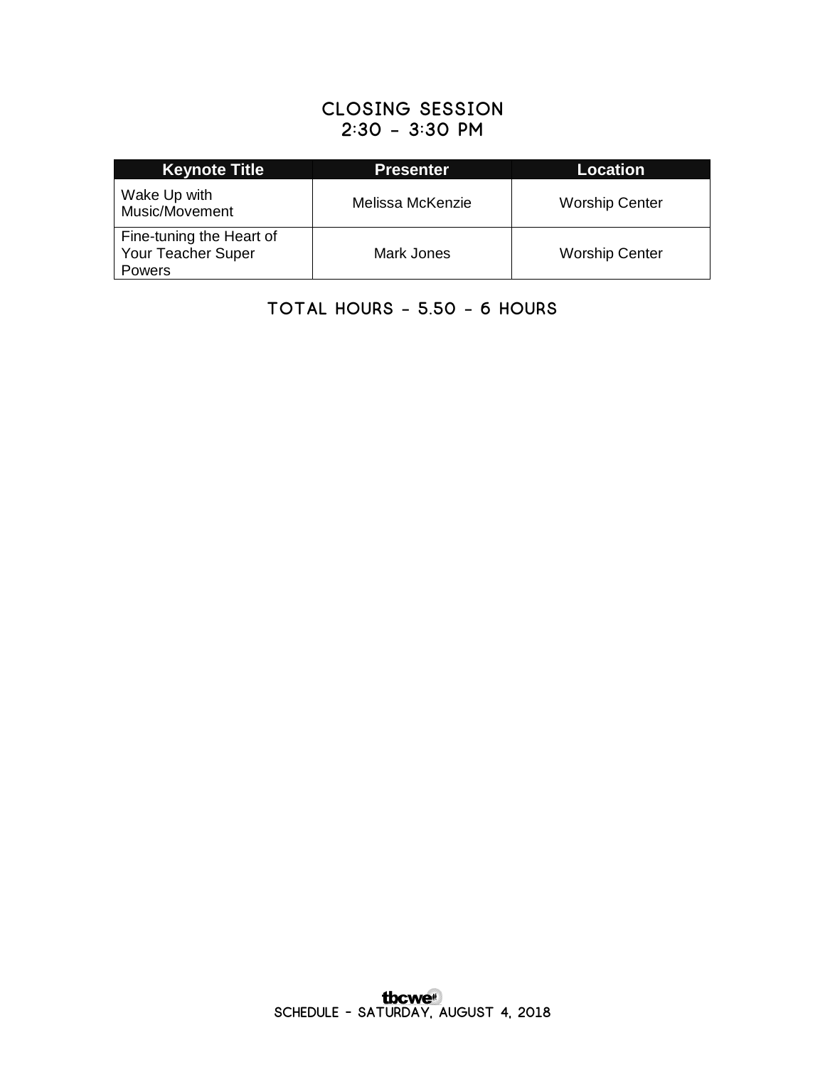## CLOSING SESSION
## 2:30 – 3:30 PM

| Keynote Title | Presenter | Location |
| --- | --- | --- |
| Wake Up with Music/Movement | Melissa McKenzie | Worship Center |
| Fine-tuning the Heart of Your Teacher Super Powers | Mark Jones | Worship Center |

## TOTAL HOURS – 5.50 – 6 HOURS